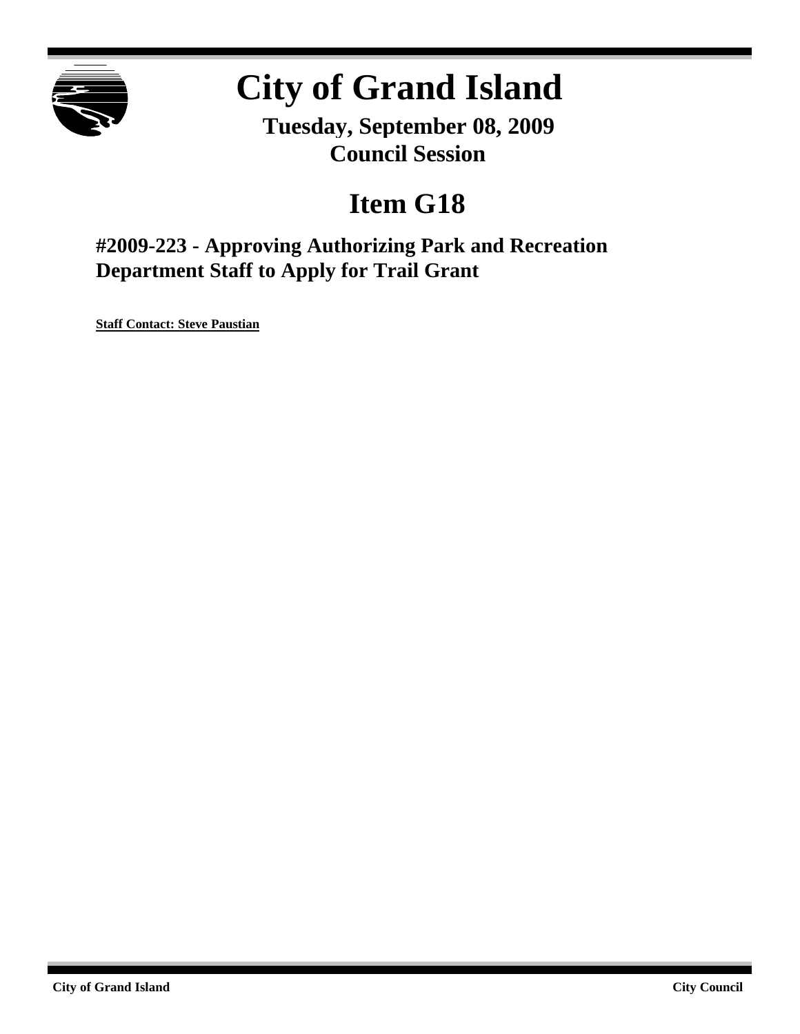# City of Grand Island

**Tuesday, September 08, 2009**
**Council Session**

# Item G18

## #2009-223 - Approving Authorizing Park and Recreation Department Staff to Apply for Trail Grant

**Staff Contact: Steve Paustian**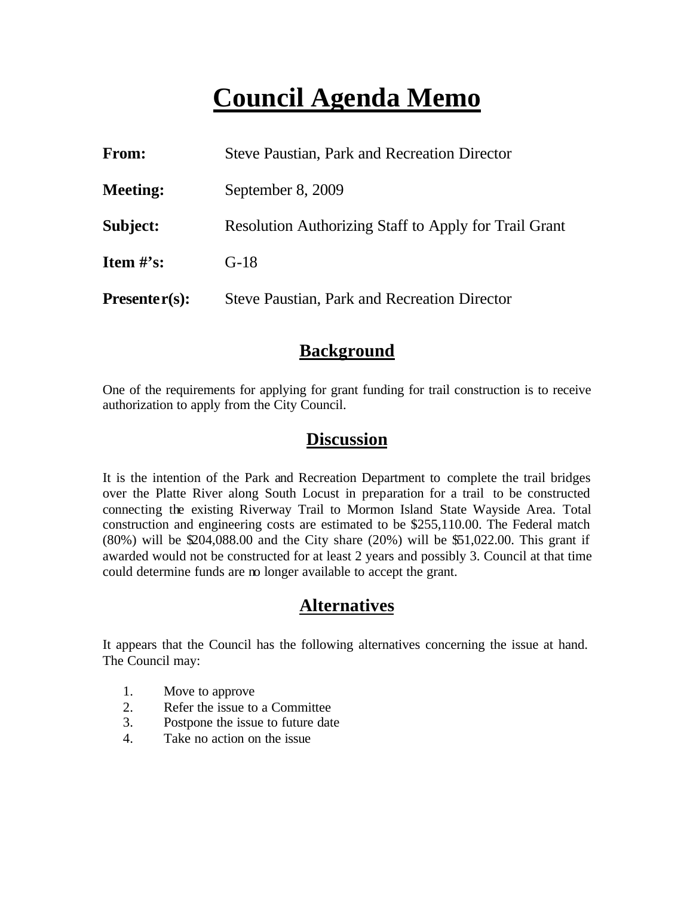# Council Agenda Memo

**From:** Steve Paustian, Park and Recreation Director

**Meeting:** September 8, 2009

**Subject:** Resolution Authorizing Staff to Apply for Trail Grant

**Item #'s:** G-18

**Presenter(s):** Steve Paustian, Park and Recreation Director

## Background

One of the requirements for applying for grant funding for trail construction is to receive authorization to apply from the City Council.

## Discussion

It is the intention of the Park and Recreation Department to complete the trail bridges over the Platte River along South Locust in preparation for a trail to be constructed connecting the existing Riverway Trail to Mormon Island State Wayside Area. Total construction and engineering costs are estimated to be $255,110.00. The Federal match (80%) will be $204,088.00 and the City share (20%) will be $51,022.00. This grant if awarded would not be constructed for at least 2 years and possibly 3. Council at that time could determine funds are no longer available to accept the grant.

## Alternatives

It appears that the Council has the following alternatives concerning the issue at hand. The Council may:

1. Move to approve
2. Refer the issue to a Committee
3. Postpone the issue to future date
4. Take no action on the issue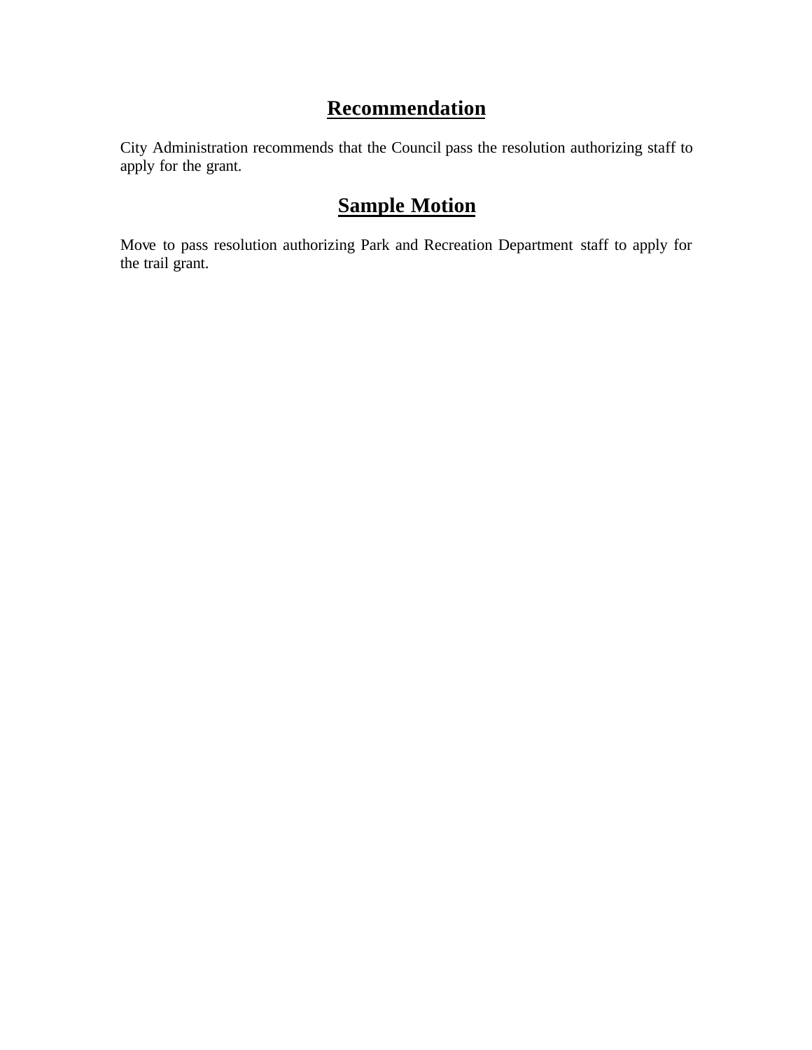## Recommendation

City Administration recommends that the Council pass the resolution authorizing staff to apply for the grant.

## Sample Motion

Move to pass resolution authorizing Park and Recreation Department staff to apply for the trail grant.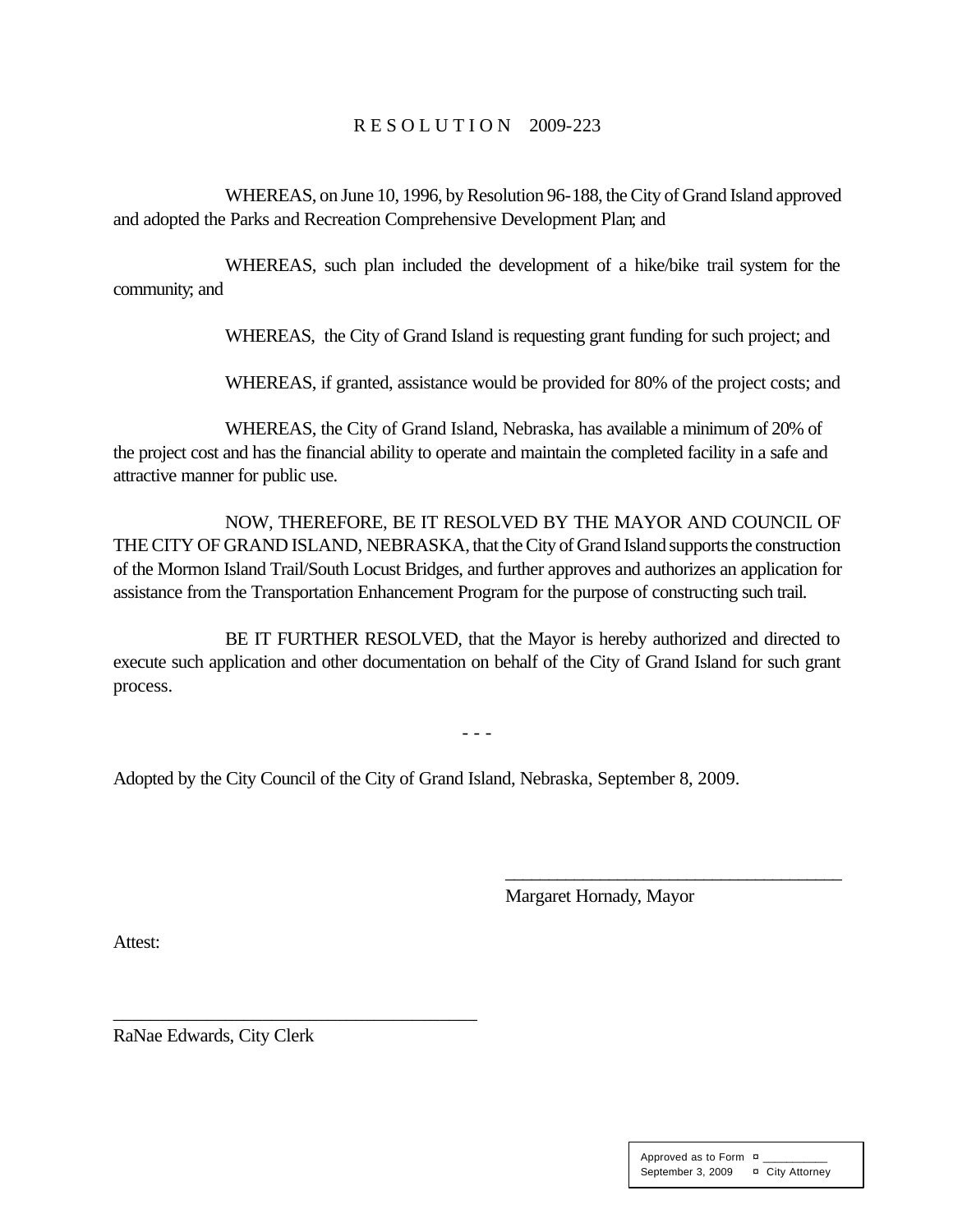# R E S O L U T I O N 2009-223

WHEREAS, on June 10, 1996, by Resolution 96-188, the City of Grand Island approved and adopted the Parks and Recreation Comprehensive Development Plan; and

WHEREAS, such plan included the development of a hike/bike trail system for the community; and

WHEREAS, the City of Grand Island is requesting grant funding for such project; and

WHEREAS, if granted, assistance would be provided for 80% of the project costs; and

WHEREAS, the City of Grand Island, Nebraska, has available a minimum of 20% of the project cost and has the financial ability to operate and maintain the completed facility in a safe and attractive manner for public use.

NOW, THEREFORE, BE IT RESOLVED BY THE MAYOR AND COUNCIL OF THE CITY OF GRAND ISLAND, NEBRASKA, that the City of Grand Island supports the construction of the Mormon Island Trail/South Locust Bridges, and further approves and authorizes an application for assistance from the Transportation Enhancement Program for the purpose of constructing such trail.

BE IT FURTHER RESOLVED, that the Mayor is hereby authorized and directed to execute such application and other documentation on behalf of the City of Grand Island for such grant process.

- - -

Adopted by the City Council of the City of Grand Island, Nebraska, September 8, 2009.

_____________________________________
Margaret Hornady, Mayor

Attest:

_______________________________________
RaNae Edwards, City Clerk

Approved as to Form ¤ ___________
September 3, 2009 ¤ City Attorney